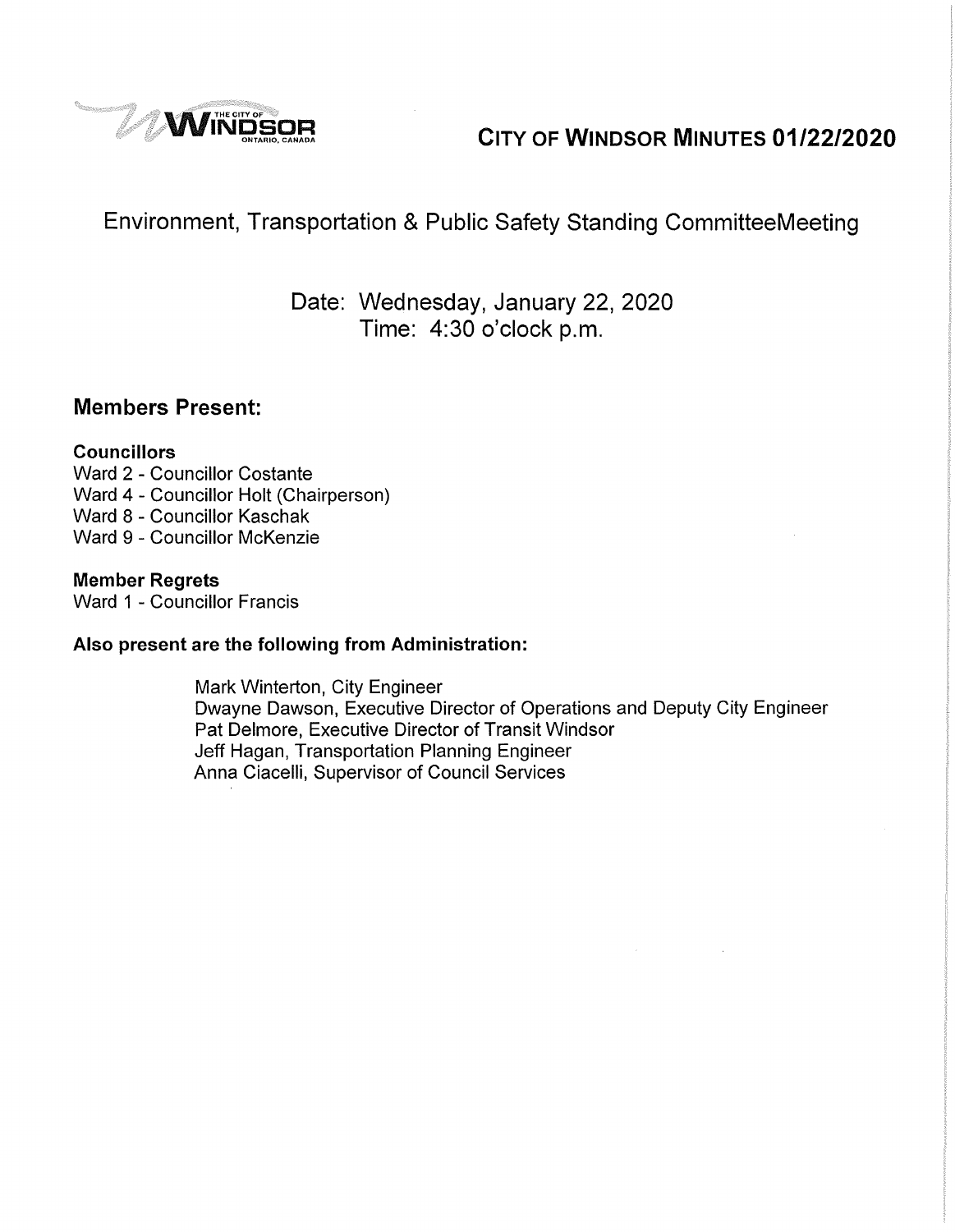# CITY OF WINDSOR MINUTES 01/22/2020

## Environment, Transportation & Public Safety Standing CommitteeMeeting

Date: Wednesday, January 22, 2020
Time: 4:30 o'clock p.m.

## Members Present:

**Councillors**

Ward 2 - Councillor Costante
Ward 4 - Councillor Holt (Chairperson)
Ward 8 - Councillor Kaschak
Ward 9 - Councillor McKenzie

**Member Regrets**

Ward 1 - Councillor Francis

**Also present are the following from Administration:**

Mark Winterton, City Engineer
Dwayne Dawson, Executive Director of Operations and Deputy City Engineer
Pat Delmore, Executive Director of Transit Windsor
Jeff Hagan, Transportation Planning Engineer
Anna Ciacelli, Supervisor of Council Services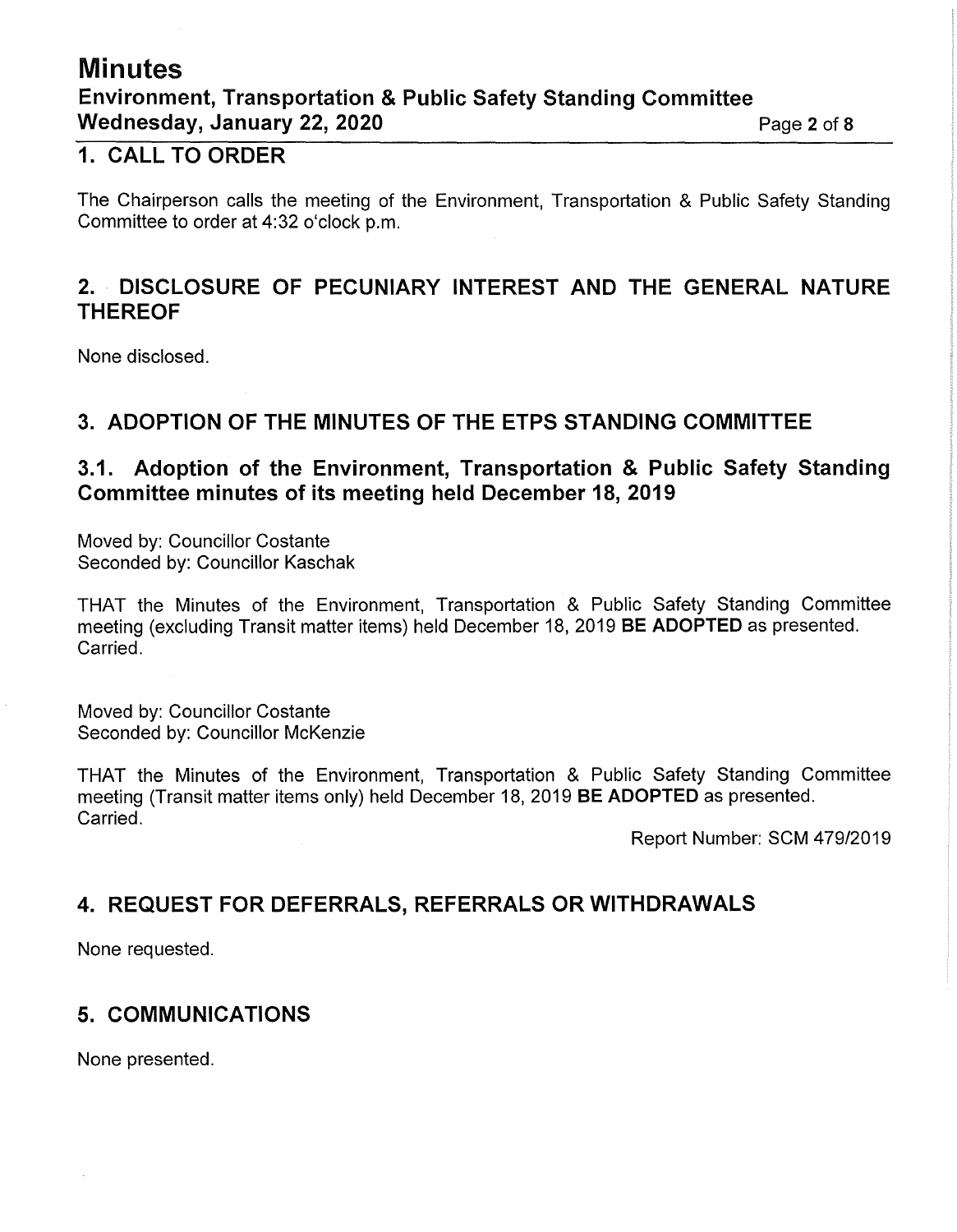## 1. CALL TO ORDER

The Chairperson calls the meeting of the Environment, Transportation & Public Safety Standing Committee to order at 4:32 o'clock p.m.

## 2. DISCLOSURE OF PECUNIARY INTEREST AND THE GENERAL NATURE THEREOF

None disclosed.

## 3. ADOPTION OF THE MINUTES OF THE ETPS STANDING COMMITTEE

### 3.1. Adoption of the Environment, Transportation & Public Safety Standing Committee minutes of its meeting held December 18, 2019

Moved by: Councillor Costante
Seconded by: Councillor Kaschak

THAT the Minutes of the Environment, Transportation & Public Safety Standing Committee meeting (excluding Transit matter items) held December 18, 2019 **BE ADOPTED** as presented.
Carried.

Moved by: Councillor Costante
Seconded by: Councillor McKenzie

THAT the Minutes of the Environment, Transportation & Public Safety Standing Committee meeting (Transit matter items only) held December 18, 2019 **BE ADOPTED** as presented.
Carried.

Report Number: SCM 479/2019

## 4. REQUEST FOR DEFERRALS, REFERRALS OR WITHDRAWALS

None requested.

## 5. COMMUNICATIONS

None presented.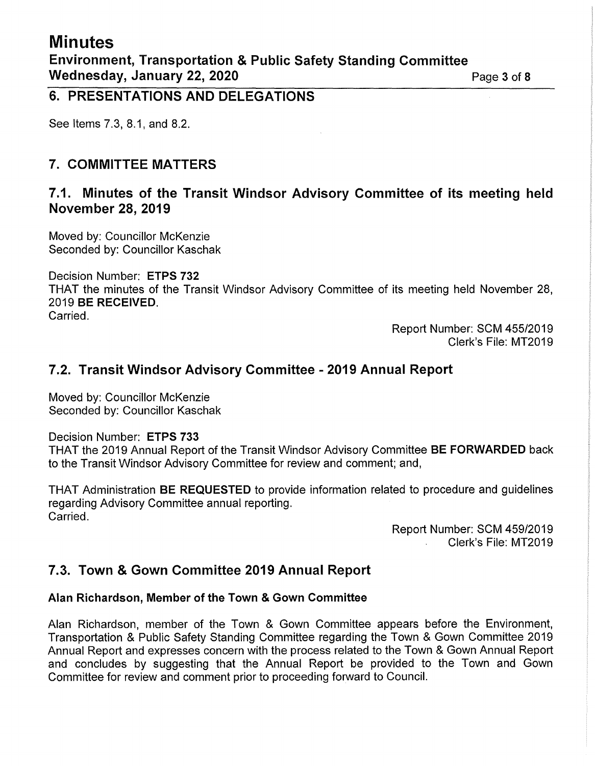## 6. PRESENTATIONS AND DELEGATIONS

See Items 7.3, 8.1, and 8.2.

## 7. COMMITTEE MATTERS

### 7.1. Minutes of the Transit Windsor Advisory Committee of its meeting held November 28, 2019

Moved by: Councillor McKenzie
Seconded by: Councillor Kaschak

Decision Number: **ETPS 732**
THAT the minutes of the Transit Windsor Advisory Committee of its meeting held November 28, 2019 **BE RECEIVED**.
Carried.

Report Number: SCM 455/2019
Clerk's File: MT2019

### 7.2. Transit Windsor Advisory Committee - 2019 Annual Report

Moved by: Councillor McKenzie
Seconded by: Councillor Kaschak

Decision Number: **ETPS 733**
THAT the 2019 Annual Report of the Transit Windsor Advisory Committee **BE FORWARDED** back to the Transit Windsor Advisory Committee for review and comment; and,

THAT Administration **BE REQUESTED** to provide information related to procedure and guidelines regarding Advisory Committee annual reporting.
Carried.

Report Number: SCM 459/2019
Clerk's File: MT2019

### 7.3. Town & Gown Committee 2019 Annual Report

**Alan Richardson, Member of the Town & Gown Committee**

Alan Richardson, member of the Town & Gown Committee appears before the Environment, Transportation & Public Safety Standing Committee regarding the Town & Gown Committee 2019 Annual Report and expresses concern with the process related to the Town & Gown Annual Report and concludes by suggesting that the Annual Report be provided to the Town and Gown Committee for review and comment prior to proceeding forward to Council.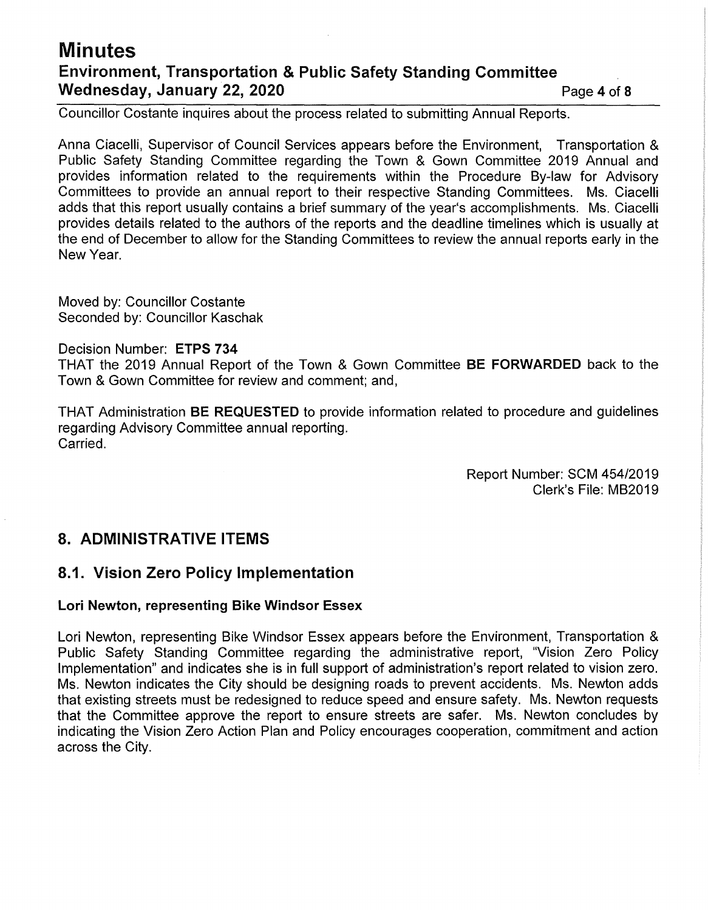Councillor Costante inquires about the process related to submitting Annual Reports.

Anna Ciacelli, Supervisor of Council Services appears before the Environment, Transportation & Public Safety Standing Committee regarding the Town & Gown Committee 2019 Annual and provides information related to the requirements within the Procedure By-law for Advisory Committees to provide an annual report to their respective Standing Committees. Ms. Ciacelli adds that this report usually contains a brief summary of the year's accomplishments. Ms. Ciacelli provides details related to the authors of the reports and the deadline timelines which is usually at the end of December to allow for the Standing Committees to review the annual reports early in the New Year.

Moved by: Councillor Costante
Seconded by: Councillor Kaschak

Decision Number: **ETPS 734**
THAT the 2019 Annual Report of the Town & Gown Committee **BE FORWARDED** back to the Town & Gown Committee for review and comment; and,

THAT Administration **BE REQUESTED** to provide information related to procedure and guidelines regarding Advisory Committee annual reporting.
Carried.

Report Number: SCM 454/2019
Clerk's File: MB2019

## 8. ADMINISTRATIVE ITEMS

## 8.1. Vision Zero Policy Implementation

#### Lori Newton, representing Bike Windsor Essex

Lori Newton, representing Bike Windsor Essex appears before the Environment, Transportation & Public Safety Standing Committee regarding the administrative report, "Vision Zero Policy Implementation" and indicates she is in full support of administration's report related to vision zero. Ms. Newton indicates the City should be designing roads to prevent accidents. Ms. Newton adds that existing streets must be redesigned to reduce speed and ensure safety. Ms. Newton requests that the Committee approve the report to ensure streets are safer. Ms. Newton concludes by indicating the Vision Zero Action Plan and Policy encourages cooperation, commitment and action across the City.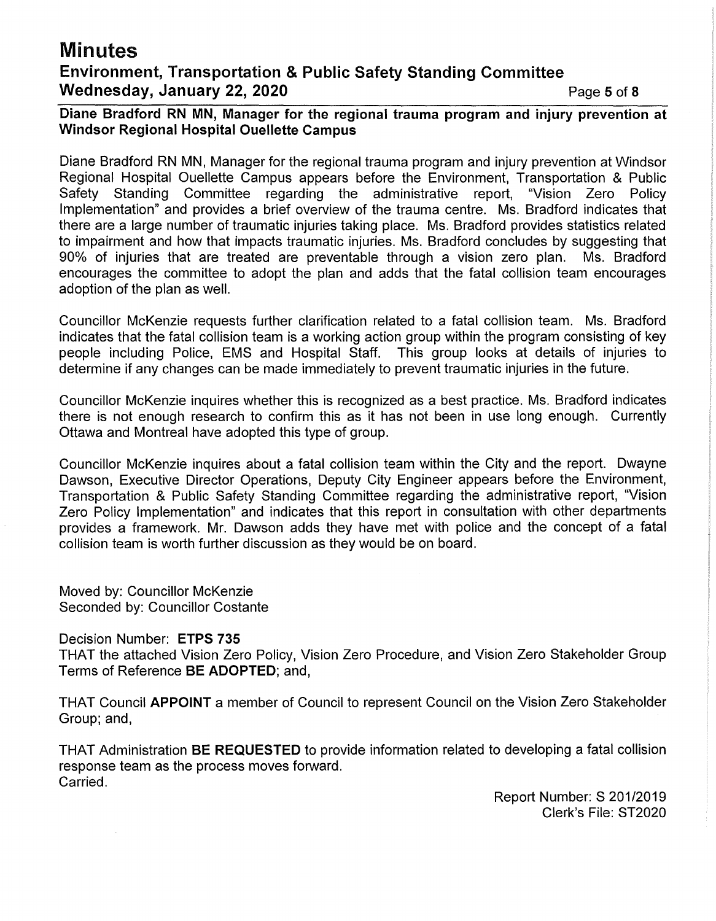**Diane Bradford RN MN, Manager for the regional trauma program and injury prevention at Windsor Regional Hospital Ouellette Campus**

Diane Bradford RN MN, Manager for the regional trauma program and injury prevention at Windsor Regional Hospital Ouellette Campus appears before the Environment, Transportation & Public Safety Standing Committee regarding the administrative report, "Vision Zero Policy Implementation" and provides a brief overview of the trauma centre. Ms. Bradford indicates that there are a large number of traumatic injuries taking place. Ms. Bradford provides statistics related to impairment and how that impacts traumatic injuries. Ms. Bradford concludes by suggesting that 90% of injuries that are treated are preventable through a vision zero plan. Ms. Bradford encourages the committee to adopt the plan and adds that the fatal collision team encourages adoption of the plan as well.

Councillor McKenzie requests further clarification related to a fatal collision team. Ms. Bradford indicates that the fatal collision team is a working action group within the program consisting of key people including Police, EMS and Hospital Staff. This group looks at details of injuries to determine if any changes can be made immediately to prevent traumatic injuries in the future.

Councillor McKenzie inquires whether this is recognized as a best practice. Ms. Bradford indicates there is not enough research to confirm this as it has not been in use long enough. Currently Ottawa and Montreal have adopted this type of group.

Councillor McKenzie inquires about a fatal collision team within the City and the report. Dwayne Dawson, Executive Director Operations, Deputy City Engineer appears before the Environment, Transportation & Public Safety Standing Committee regarding the administrative report, "Vision Zero Policy Implementation" and indicates that this report in consultation with other departments provides a framework. Mr. Dawson adds they have met with police and the concept of a fatal collision team is worth further discussion as they would be on board.

Moved by: Councillor McKenzie
Seconded by: Councillor Costante

Decision Number: **ETPS 735**
THAT the attached Vision Zero Policy, Vision Zero Procedure, and Vision Zero Stakeholder Group Terms of Reference **BE ADOPTED**; and,

THAT Council **APPOINT** a member of Council to represent Council on the Vision Zero Stakeholder Group; and,

THAT Administration **BE REQUESTED** to provide information related to developing a fatal collision response team as the process moves forward.
Carried.

Report Number: S 201/2019
Clerk's File: ST2020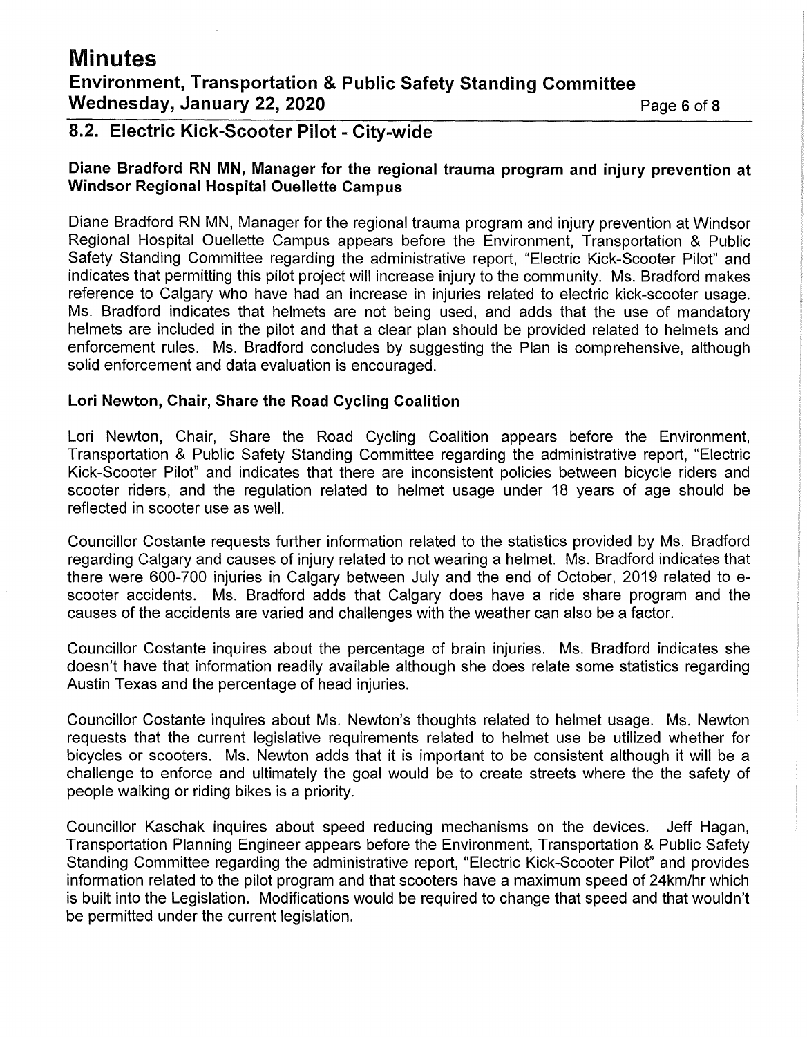## 8.2. Electric Kick-Scooter Pilot - City-wide

**Diane Bradford RN MN, Manager for the regional trauma program and injury prevention at Windsor Regional Hospital Ouellette Campus**

Diane Bradford RN MN, Manager for the regional trauma program and injury prevention at Windsor Regional Hospital Ouellette Campus appears before the Environment, Transportation & Public Safety Standing Committee regarding the administrative report, "Electric Kick-Scooter Pilot" and indicates that permitting this pilot project will increase injury to the community. Ms. Bradford makes reference to Calgary who have had an increase in injuries related to electric kick-scooter usage. Ms. Bradford indicates that helmets are not being used, and adds that the use of mandatory helmets are included in the pilot and that a clear plan should be provided related to helmets and enforcement rules. Ms. Bradford concludes by suggesting the Plan is comprehensive, although solid enforcement and data evaluation is encouraged.

**Lori Newton, Chair, Share the Road Cycling Coalition**

Lori Newton, Chair, Share the Road Cycling Coalition appears before the Environment, Transportation & Public Safety Standing Committee regarding the administrative report, "Electric Kick-Scooter Pilot" and indicates that there are inconsistent policies between bicycle riders and scooter riders, and the regulation related to helmet usage under 18 years of age should be reflected in scooter use as well.

Councillor Costante requests further information related to the statistics provided by Ms. Bradford regarding Calgary and causes of injury related to not wearing a helmet. Ms. Bradford indicates that there were 600-700 injuries in Calgary between July and the end of October, 2019 related to e-scooter accidents. Ms. Bradford adds that Calgary does have a ride share program and the causes of the accidents are varied and challenges with the weather can also be a factor.

Councillor Costante inquires about the percentage of brain injuries. Ms. Bradford indicates she doesn't have that information readily available although she does relate some statistics regarding Austin Texas and the percentage of head injuries.

Councillor Costante inquires about Ms. Newton's thoughts related to helmet usage. Ms. Newton requests that the current legislative requirements related to helmet use be utilized whether for bicycles or scooters. Ms. Newton adds that it is important to be consistent although it will be a challenge to enforce and ultimately the goal would be to create streets where the the safety of people walking or riding bikes is a priority.

Councillor Kaschak inquires about speed reducing mechanisms on the devices. Jeff Hagan, Transportation Planning Engineer appears before the Environment, Transportation & Public Safety Standing Committee regarding the administrative report, "Electric Kick-Scooter Pilot" and provides information related to the pilot program and that scooters have a maximum speed of 24km/hr which is built into the Legislation. Modifications would be required to change that speed and that wouldn't be permitted under the current legislation.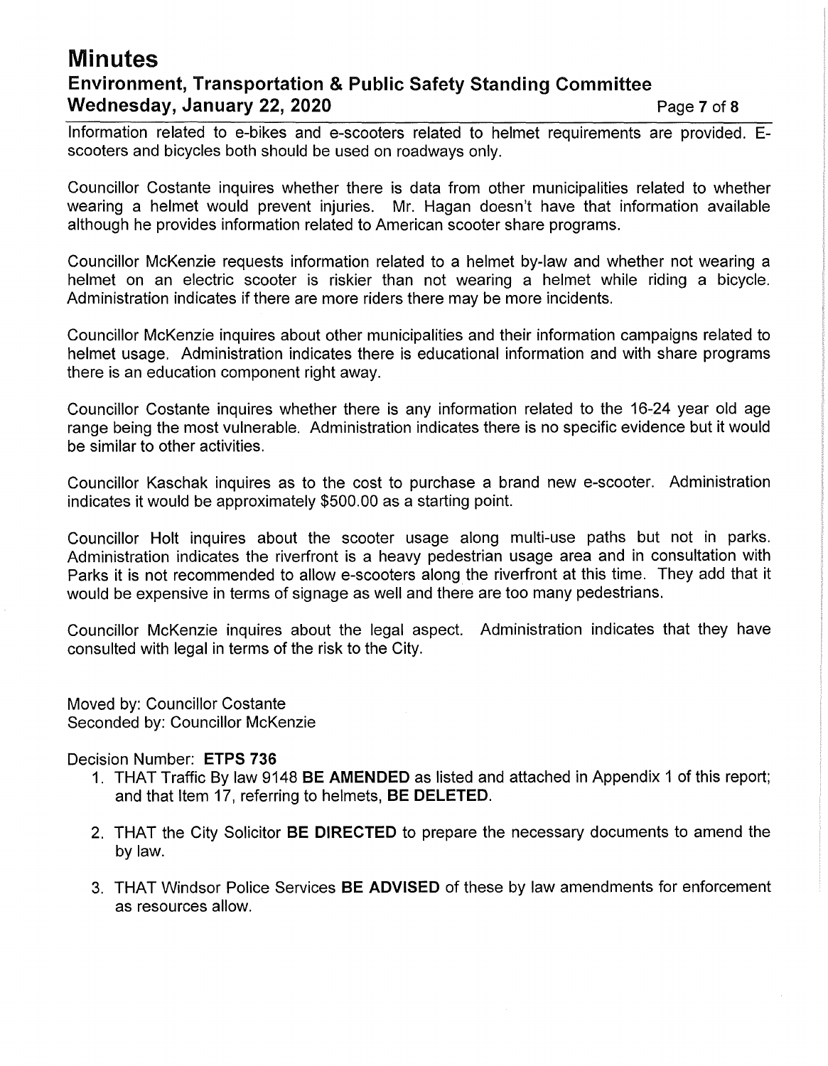Information related to e-bikes and e-scooters related to helmet requirements are provided. E-scooters and bicycles both should be used on roadways only.

Councillor Costante inquires whether there is data from other municipalities related to whether wearing a helmet would prevent injuries. Mr. Hagan doesn't have that information available although he provides information related to American scooter share programs.

Councillor McKenzie requests information related to a helmet by-law and whether not wearing a helmet on an electric scooter is riskier than not wearing a helmet while riding a bicycle. Administration indicates if there are more riders there may be more incidents.

Councillor McKenzie inquires about other municipalities and their information campaigns related to helmet usage. Administration indicates there is educational information and with share programs there is an education component right away.

Councillor Costante inquires whether there is any information related to the 16-24 year old age range being the most vulnerable. Administration indicates there is no specific evidence but it would be similar to other activities.

Councillor Kaschak inquires as to the cost to purchase a brand new e-scooter. Administration indicates it would be approximately $500.00 as a starting point.

Councillor Holt inquires about the scooter usage along multi-use paths but not in parks. Administration indicates the riverfront is a heavy pedestrian usage area and in consultation with Parks it is not recommended to allow e-scooters along the riverfront at this time. They add that it would be expensive in terms of signage as well and there are too many pedestrians.

Councillor McKenzie inquires about the legal aspect. Administration indicates that they have consulted with legal in terms of the risk to the City.

Moved by: Councillor Costante
Seconded by: Councillor McKenzie

Decision Number: **ETPS 736**

1. THAT Traffic By law 9148 **BE AMENDED** as listed and attached in Appendix 1 of this report; and that Item 17, referring to helmets, **BE DELETED**.

2. THAT the City Solicitor **BE DIRECTED** to prepare the necessary documents to amend the by law.

3. THAT Windsor Police Services **BE ADVISED** of these by law amendments for enforcement as resources allow.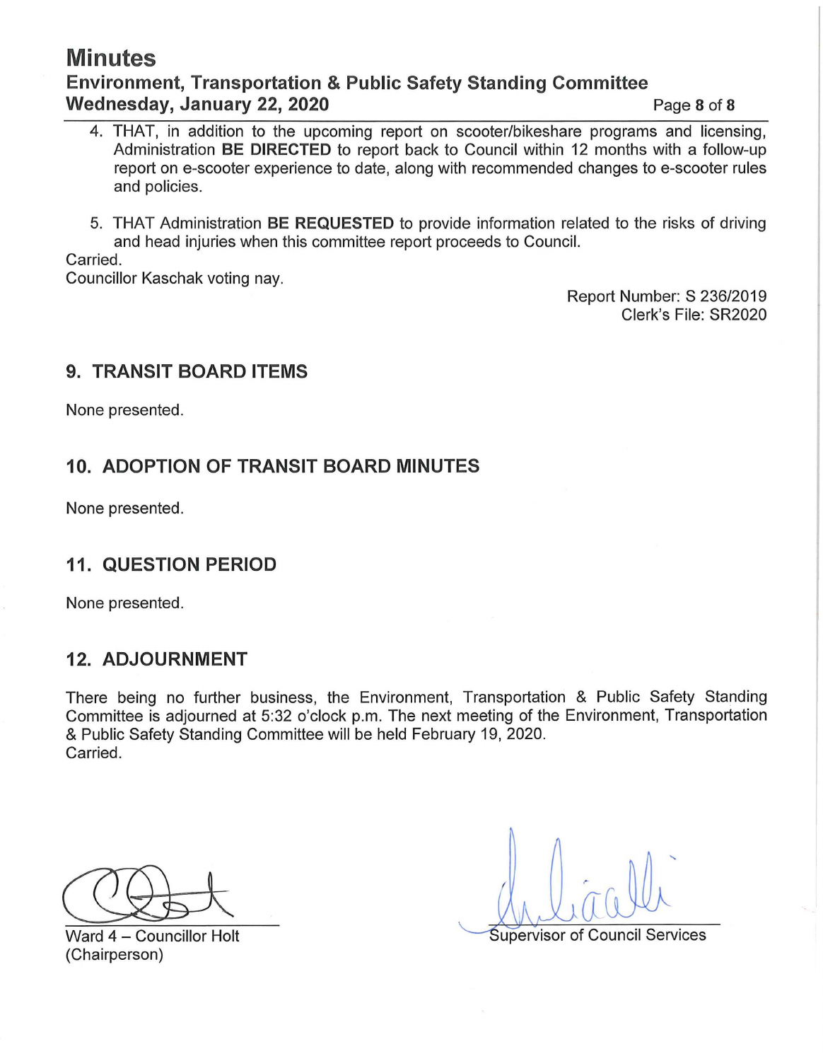4. THAT, in addition to the upcoming report on scooter/bikeshare programs and licensing, Administration **BE DIRECTED** to report back to Council within 12 months with a follow-up report on e-scooter experience to date, along with recommended changes to e-scooter rules and policies.

5. THAT Administration **BE REQUESTED** to provide information related to the risks of driving and head injuries when this committee report proceeds to Council.

Carried.
Councillor Kaschak voting nay.

Report Number: S 236/2019
Clerk's File: SR2020

## 9. TRANSIT BOARD ITEMS

None presented.

## 10. ADOPTION OF TRANSIT BOARD MINUTES

None presented.

## 11. QUESTION PERIOD

None presented.

## 12. ADJOURNMENT

There being no further business, the Environment, Transportation & Public Safety Standing Committee is adjourned at 5:32 o'clock p.m. The next meeting of the Environment, Transportation & Public Safety Standing Committee will be held February 19, 2020.
Carried.

Ward 4 – Councillor Holt
(Chairperson)

Supervisor of Council Services